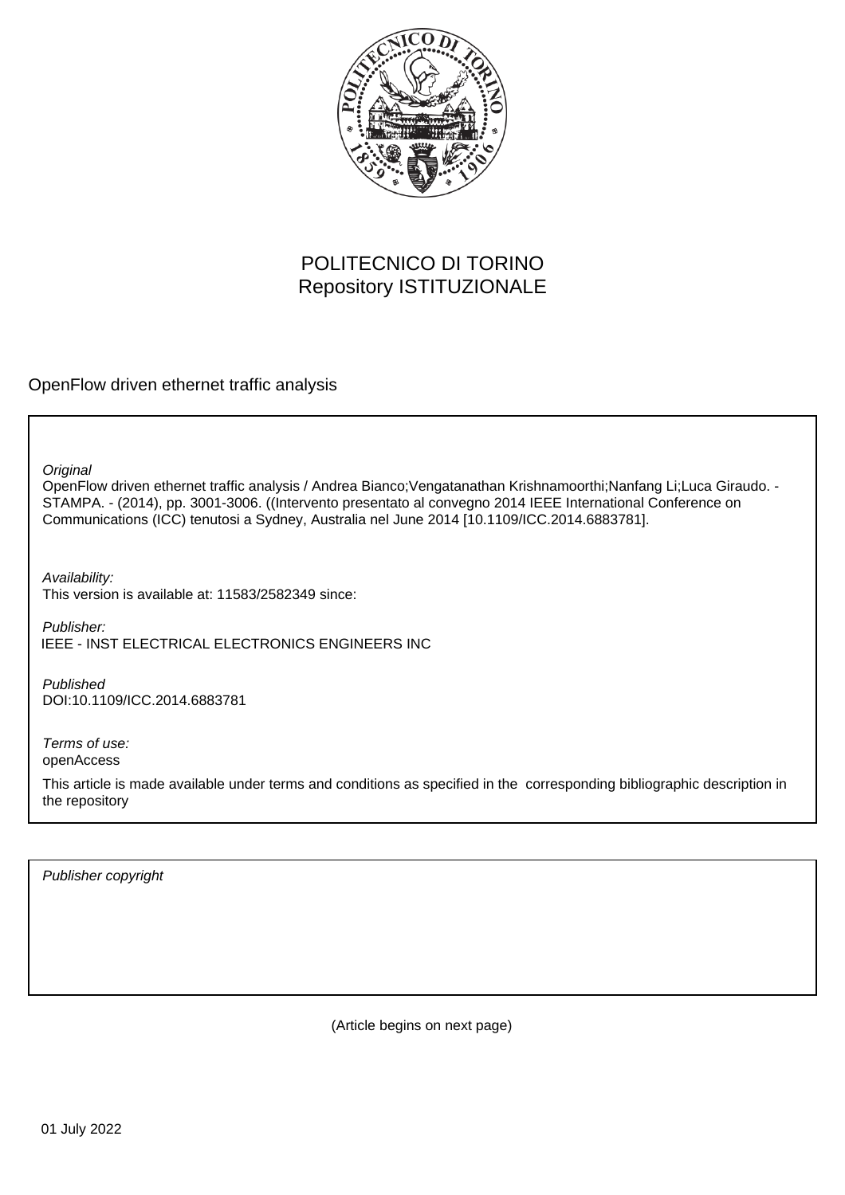POLITECNICO DI TORINO
Repository ISTITUZIONALE

OpenFlow driven ethernet traffic analysis

*Original*
OpenFlow driven ethernet traffic analysis / Andrea Bianco;Vengatanathan Krishnamoorthi;Nanfang Li;Luca Giraudo. - STAMPA. - (2014), pp. 3001-3006. ((Intervento presentato al convegno 2014 IEEE International Conference on Communications (ICC) tenutosi a Sydney, Australia nel June 2014 [10.1109/ICC.2014.6883781].

*Availability:*
This version is available at: 11583/2582349 since:

*Publisher:*
IEEE - INST ELECTRICAL ELECTRONICS ENGINEERS INC

*Published*
DOI:10.1109/ICC.2014.6883781

*Terms of use:*
openAccess

This article is made available under terms and conditions as specified in the corresponding bibliographic description in the repository

*Publisher copyright*

(Article begins on next page)

01 July 2022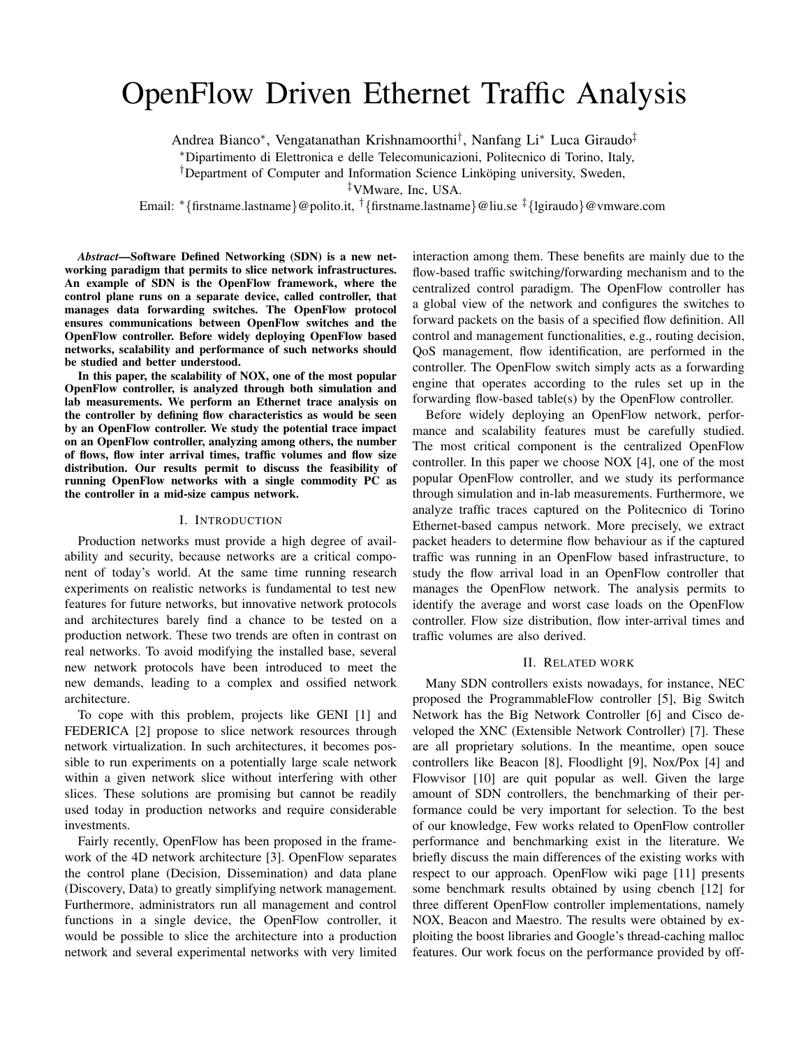# OpenFlow Driven Ethernet Traffic Analysis

Andrea Bianco*, Vengatanathan Krishnamoorthi†, Nanfang Li* Luca Giraudo‡

*Dipartimento di Elettronica e delle Telecomunicazioni, Politecnico di Torino, Italy,

†Department of Computer and Information Science Linköping university, Sweden,

‡VMware, Inc, USA.

Email: *{firstname.lastname}@polito.it, †{firstname.lastname}@liu.se ‡{lgiraudo}@vmware.com

***Abstract*—Software Defined Networking (SDN) is a new networking paradigm that permits to slice network infrastructures. An example of SDN is the OpenFlow framework, where the control plane runs on a separate device, called controller, that manages data forwarding switches. The OpenFlow protocol ensures communications between OpenFlow switches and the OpenFlow controller. Before widely deploying OpenFlow based networks, scalability and performance of such networks should be studied and better understood.**

**In this paper, the scalability of NOX, one of the most popular OpenFlow controller, is analyzed through both simulation and lab measurements. We perform an Ethernet trace analysis on the controller by defining flow characteristics as would be seen by an OpenFlow controller. We study the potential trace impact on an OpenFlow controller, analyzing among others, the number of flows, flow inter arrival times, traffic volumes and flow size distribution. Our results permit to discuss the feasibility of running OpenFlow networks with a single commodity PC as the controller in a mid-size campus network.**

## I. Introduction

Production networks must provide a high degree of availability and security, because networks are a critical component of today's world. At the same time running research experiments on realistic networks is fundamental to test new features for future networks, but innovative network protocols and architectures barely find a chance to be tested on a production network. These two trends are often in contrast on real networks. To avoid modifying the installed base, several new network protocols have been introduced to meet the new demands, leading to a complex and ossified network architecture.

To cope with this problem, projects like GENI [1] and FEDERICA [2] propose to slice network resources through network virtualization. In such architectures, it becomes possible to run experiments on a potentially large scale network within a given network slice without interfering with other slices. These solutions are promising but cannot be readily used today in production networks and require considerable investments.

Fairly recently, OpenFlow has been proposed in the framework of the 4D network architecture [3]. OpenFlow separates the control plane (Decision, Dissemination) and data plane (Discovery, Data) to greatly simplifying network management. Furthermore, administrators run all management and control functions in a single device, the OpenFlow controller, it would be possible to slice the architecture into a production network and several experimental networks with very limited interaction among them. These benefits are mainly due to the flow-based traffic switching/forwarding mechanism and to the centralized control paradigm. The OpenFlow controller has a global view of the network and configures the switches to forward packets on the basis of a specified flow definition. All control and management functionalities, e.g., routing decision, QoS management, flow identification, are performed in the controller. The OpenFlow switch simply acts as a forwarding engine that operates according to the rules set up in the forwarding flow-based table(s) by the OpenFlow controller.

Before widely deploying an OpenFlow network, performance and scalability features must be carefully studied. The most critical component is the centralized OpenFlow controller. In this paper we choose NOX [4], one of the most popular OpenFlow controller, and we study its performance through simulation and in-lab measurements. Furthermore, we analyze traffic traces captured on the Politecnico di Torino Ethernet-based campus network. More precisely, we extract packet headers to determine flow behaviour as if the captured traffic was running in an OpenFlow based infrastructure, to study the flow arrival load in an OpenFlow controller that manages the OpenFlow network. The analysis permits to identify the average and worst case loads on the OpenFlow controller. Flow size distribution, flow inter-arrival times and traffic volumes are also derived.

## II. Related work

Many SDN controllers exists nowadays, for instance, NEC proposed the ProgrammableFlow controller [5], Big Switch Network has the Big Network Controller [6] and Cisco developed the XNC (Extensible Network Controller) [7]. These are all proprietary solutions. In the meantime, open souce controllers like Beacon [8], Floodlight [9], Nox/Pox [4] and Flowvisor [10] are quit popular as well. Given the large amount of SDN controllers, the benchmarking of their performance could be very important for selection. To the best of our knowledge, Few works related to OpenFlow controller performance and benchmarking exist in the literature. We briefly discuss the main differences of the existing works with respect to our approach. OpenFlow wiki page [11] presents some benchmark results obtained by using cbench [12] for three different OpenFlow controller implementations, namely NOX, Beacon and Maestro. The results were obtained by exploiting the boost libraries and Google's thread-caching malloc features. Our work focus on the performance provided by off-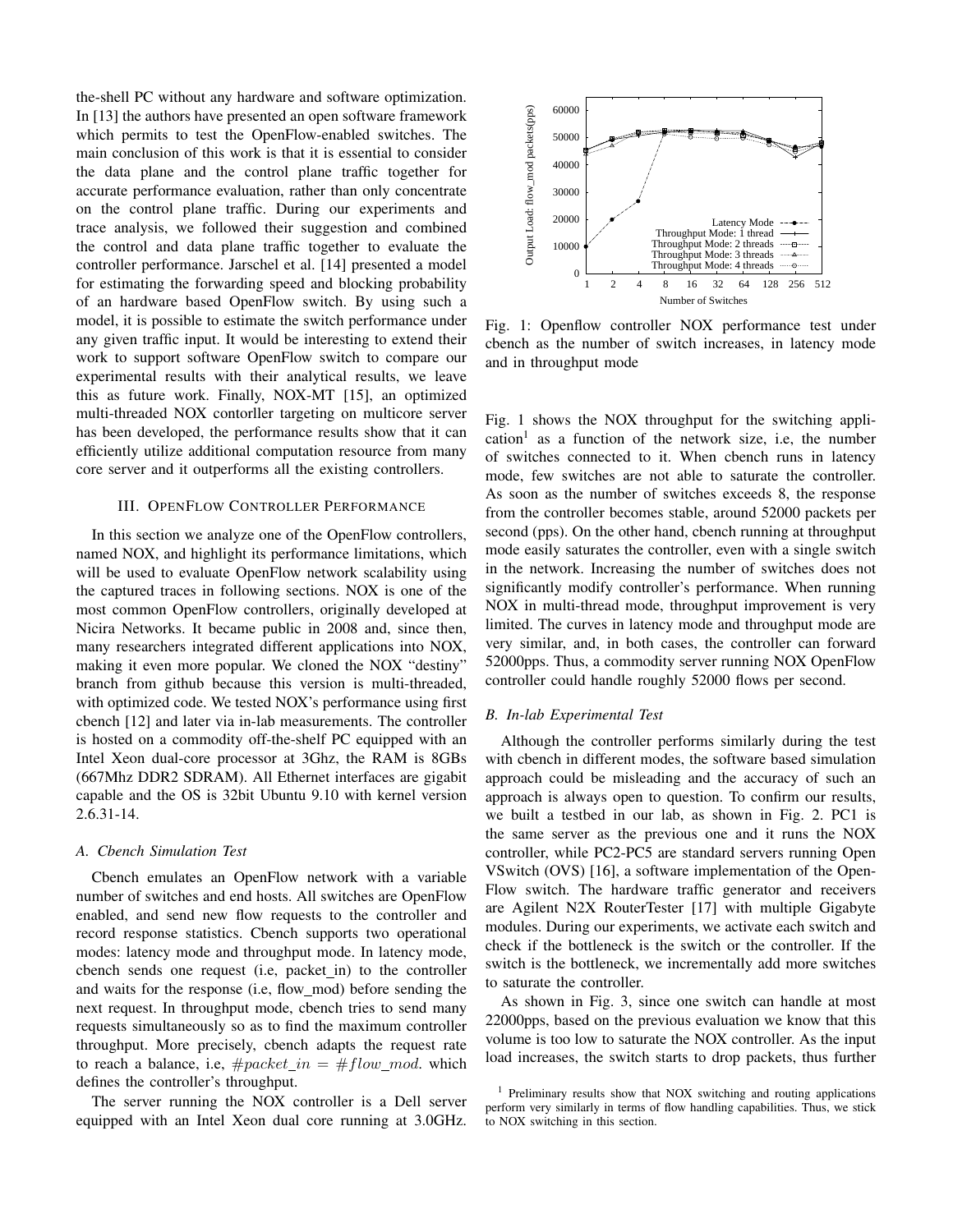the-shell PC without any hardware and software optimization. In [13] the authors have presented an open software framework which permits to test the OpenFlow-enabled switches. The main conclusion of this work is that it is essential to consider the data plane and the control plane traffic together for accurate performance evaluation, rather than only concentrate on the control plane traffic. During our experiments and trace analysis, we followed their suggestion and combined the control and data plane traffic together to evaluate the controller performance. Jarschel et al. [14] presented a model for estimating the forwarding speed and blocking probability of an hardware based OpenFlow switch. By using such a model, it is possible to estimate the switch performance under any given traffic input. It would be interesting to extend their work to support software OpenFlow switch to compare our experimental results with their analytical results, we leave this as future work. Finally, NOX-MT [15], an optimized multi-threaded NOX contorller targeting on multicore server has been developed, the performance results show that it can efficiently utilize additional computation resource from many core server and it outperforms all the existing controllers.

## III. OpenFlow Controller Performance

In this section we analyze one of the OpenFlow controllers, named NOX, and highlight its performance limitations, which will be used to evaluate OpenFlow network scalability using the captured traces in following sections. NOX is one of the most common OpenFlow controllers, originally developed at Nicira Networks. It became public in 2008 and, since then, many researchers integrated different applications into NOX, making it even more popular. We cloned the NOX "destiny" branch from github because this version is multi-threaded, with optimized code. We tested NOX's performance using first cbench [12] and later via in-lab measurements. The controller is hosted on a commodity off-the-shelf PC equipped with an Intel Xeon dual-core processor at 3Ghz, the RAM is 8GBs (667Mhz DDR2 SDRAM). All Ethernet interfaces are gigabit capable and the OS is 32bit Ubuntu 9.10 with kernel version 2.6.31-14.

### A. Cbench Simulation Test

Cbench emulates an OpenFlow network with a variable number of switches and end hosts. All switches are OpenFlow enabled, and send new flow requests to the controller and record response statistics. Cbench supports two operational modes: latency mode and throughput mode. In latency mode, cbench sends one request (i.e, packet_in) to the controller and waits for the response (i.e, flow_mod) before sending the next request. In throughput mode, cbench tries to send many requests simultaneously so as to find the maximum controller throughput. More precisely, cbench adapts the request rate to reach a balance, i.e, $\#packet\_in = \#flow\_mod$. which defines the controller's throughput.

The server running the NOX controller is a Dell server equipped with an Intel Xeon dual core running at 3.0GHz.

Fig. 1: Openflow controller NOX performance test under cbench as the number of switch increases, in latency mode and in throughput mode

Fig. 1 shows the NOX throughput for the switching application[1] as a function of the network size, i.e, the number of switches connected to it. When cbench runs in latency mode, few switches are not able to saturate the controller. As soon as the number of switches exceeds 8, the response from the controller becomes stable, around 52000 packets per second (pps). On the other hand, cbench running at throughput mode easily saturates the controller, even with a single switch in the network. Increasing the number of switches does not significantly modify controller's performance. When running NOX in multi-thread mode, throughput improvement is very limited. The curves in latency mode and throughput mode are very similar, and, in both cases, the controller can forward 52000pps. Thus, a commodity server running NOX OpenFlow controller could handle roughly 52000 flows per second.

### B. In-lab Experimental Test

Although the controller performs similarly during the test with cbench in different modes, the software based simulation approach could be misleading and the accuracy of such an approach is always open to question. To confirm our results, we built a testbed in our lab, as shown in Fig. 2. PC1 is the same server as the previous one and it runs the NOX controller, while PC2-PC5 are standard servers running Open VSwitch (OVS) [16], a software implementation of the OpenFlow switch. The hardware traffic generator and receivers are Agilent N2X RouterTester [17] with multiple Gigabyte modules. During our experiments, we activate each switch and check if the bottleneck is the switch or the controller. If the switch is the bottleneck, we incrementally add more switches to saturate the controller.

As shown in Fig. 3, since one switch can handle at most 22000pps, based on the previous evaluation we know that this volume is too low to saturate the NOX controller. As the input load increases, the switch starts to drop packets, thus further

[1] Preliminary results show that NOX switching and routing applications perform very similarly in terms of flow handling capabilities. Thus, we stick to NOX switching in this section.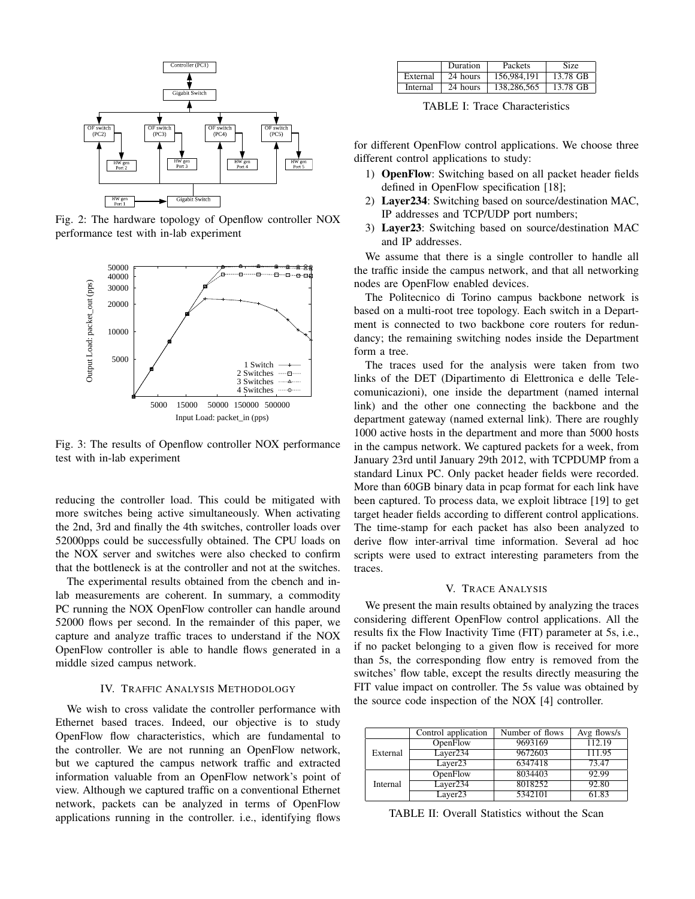Fig. 2: The hardware topology of Openflow controller NOX performance test with in-lab experiment

Fig. 3: The results of Openflow controller NOX performance test with in-lab experiment

reducing the controller load. This could be mitigated with more switches being active simultaneously. When activating the 2nd, 3rd and finally the 4th switches, controller loads over 52000pps could be successfully obtained. The CPU loads on the NOX server and switches were also checked to confirm that the bottleneck is at the controller and not at the switches.

The experimental results obtained from the cbench and in-lab measurements are coherent. In summary, a commodity PC running the NOX OpenFlow controller can handle around 52000 flows per second. In the remainder of this paper, we capture and analyze traffic traces to understand if the NOX OpenFlow controller is able to handle flows generated in a middle sized campus network.

## IV. Traffic Analysis Methodology

We wish to cross validate the controller performance with Ethernet based traces. Indeed, our objective is to study OpenFlow flow characteristics, which are fundamental to the controller. We are not running an OpenFlow network, but we captured the campus network traffic and extracted information valuable from an OpenFlow network's point of view. Although we captured traffic on a conventional Ethernet network, packets can be analyzed in terms of OpenFlow applications running in the controller. i.e., identifying flows

| | Duration | Packets | Size |
|---|---|---|---|
| External | 24 hours | 156,984,191 | 13.78 GB |
| Internal | 24 hours | 138,286,565 | 13.78 GB |

TABLE I: Trace Characteristics

for different OpenFlow control applications. We choose three different control applications to study:

1) **OpenFlow**: Switching based on all packet header fields defined in OpenFlow specification [18];
2) **Layer234**: Switching based on source/destination MAC, IP addresses and TCP/UDP port numbers;
3) **Layer23**: Switching based on source/destination MAC and IP addresses.

We assume that there is a single controller to handle all the traffic inside the campus network, and that all networking nodes are OpenFlow enabled devices.

The Politecnico di Torino campus backbone network is based on a multi-root tree topology. Each switch in a Department is connected to two backbone core routers for redundancy; the remaining switching nodes inside the Department form a tree.

The traces used for the analysis were taken from two links of the DET (Dipartimento di Elettronica e delle Telecomunicazioni), one inside the department (named internal link) and the other one connecting the backbone and the department gateway (named external link). There are roughly 1000 active hosts in the department and more than 5000 hosts in the campus network. We captured packets for a week, from January 23rd until January 29th 2012, with TCPDUMP from a standard Linux PC. Only packet header fields were recorded. More than 60GB binary data in pcap format for each link have been captured. To process data, we exploit libtrace [19] to get target header fields according to different control applications. The time-stamp for each packet has also been analyzed to derive flow inter-arrival time information. Several ad hoc scripts were used to extract interesting parameters from the traces.

## V. Trace Analysis

We present the main results obtained by analyzing the traces considering different OpenFlow control applications. All the results fix the Flow Inactivity Time (FIT) parameter at 5s, i.e., if no packet belonging to a given flow is received for more than 5s, the corresponding flow entry is removed from the switches' flow table, except the results directly measuring the FIT value impact on controller. The 5s value was obtained by the source code inspection of the NOX [4] controller.

| | Control application | Number of flows | Avg flows/s |
|---|---|---|---|
| External | OpenFlow | 9693169 | 112.19 |
| | Layer234 | 9672603 | 111.95 |
| | Layer23 | 6347418 | 73.47 |
| Internal | OpenFlow | 8034403 | 92.99 |
| | Layer234 | 8018252 | 92.80 |
| | Layer23 | 5342101 | 61.83 |

TABLE II: Overall Statistics without the Scan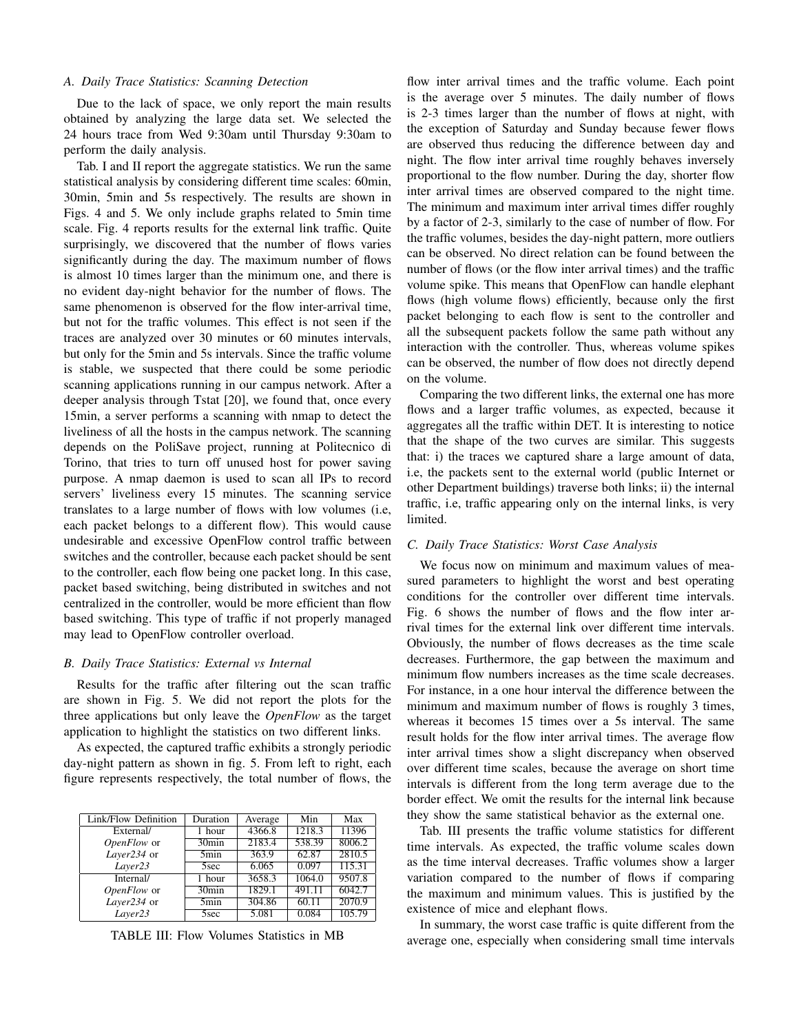### A. Daily Trace Statistics: Scanning Detection

Due to the lack of space, we only report the main results obtained by analyzing the large data set. We selected the 24 hours trace from Wed 9:30am until Thursday 9:30am to perform the daily analysis.

Tab. I and II report the aggregate statistics. We run the same statistical analysis by considering different time scales: 60min, 30min, 5min and 5s respectively. The results are shown in Figs. 4 and 5. We only include graphs related to 5min time scale. Fig. 4 reports results for the external link traffic. Quite surprisingly, we discovered that the number of flows varies significantly during the day. The maximum number of flows is almost 10 times larger than the minimum one, and there is no evident day-night behavior for the number of flows. The same phenomenon is observed for the flow inter-arrival time, but not for the traffic volumes. This effect is not seen if the traces are analyzed over 30 minutes or 60 minutes intervals, but only for the 5min and 5s intervals. Since the traffic volume is stable, we suspected that there could be some periodic scanning applications running in our campus network. After a deeper analysis through Tstat [20], we found that, once every 15min, a server performs a scanning with nmap to detect the liveliness of all the hosts in the campus network. The scanning depends on the PoliSave project, running at Politecnico di Torino, that tries to turn off unused host for power saving purpose. A nmap daemon is used to scan all IPs to record servers' liveliness every 15 minutes. The scanning service translates to a large number of flows with low volumes (i.e, each packet belongs to a different flow). This would cause undesirable and excessive OpenFlow control traffic between switches and the controller, because each packet should be sent to the controller, each flow being one packet long. In this case, packet based switching, being distributed in switches and not centralized in the controller, would be more efficient than flow based switching. This type of traffic if not properly managed may lead to OpenFlow controller overload.

### B. Daily Trace Statistics: External vs Internal

Results for the traffic after filtering out the scan traffic are shown in Fig. 5. We did not report the plots for the three applications but only leave the *OpenFlow* as the target application to highlight the statistics on two different links.

As expected, the captured traffic exhibits a strongly periodic day-night pattern as shown in fig. 5. From left to right, each figure represents respectively, the total number of flows, the flow inter arrival times and the traffic volume. Each point is the average over 5 minutes. The daily number of flows is 2-3 times larger than the number of flows at night, with the exception of Saturday and Sunday because fewer flows are observed thus reducing the difference between day and night. The flow inter arrival time roughly behaves inversely proportional to the flow number. During the day, shorter flow inter arrival times are observed compared to the night time. The minimum and maximum inter arrival times differ roughly by a factor of 2-3, similarly to the case of number of flow. For the traffic volumes, besides the day-night pattern, more outliers can be observed. No direct relation can be found between the number of flows (or the flow inter arrival times) and the traffic volume spike. This means that OpenFlow can handle elephant flows (high volume flows) efficiently, because only the first packet belonging to each flow is sent to the controller and all the subsequent packets follow the same path without any interaction with the controller. Thus, whereas volume spikes can be observed, the number of flow does not directly depend on the volume.

Comparing the two different links, the external one has more flows and a larger traffic volumes, as expected, because it aggregates all the traffic within DET. It is interesting to notice that the shape of the two curves are similar. This suggests that: i) the traces we captured share a large amount of data, i.e, the packets sent to the external world (public Internet or other Department buildings) traverse both links; ii) the internal traffic, i.e, traffic appearing only on the internal links, is very limited.

| Link/Flow Definition | Duration | Average | Min | Max |
|---|---|---|---|---|
| External/ | 1 hour | 4366.8 | 1218.3 | 11396 |
| *OpenFlow* or | 30min | 2183.4 | 538.39 | 8006.2 |
| *Layer234* or | 5min | 363.9 | 62.87 | 2810.5 |
| *Layer23* | 5sec | 6.065 | 0.097 | 115.31 |
| Internal/ | 1 hour | 3658.3 | 1064.0 | 9507.8 |
| *OpenFlow* or | 30min | 1829.1 | 491.11 | 6042.7 |
| *Layer234* or | 5min | 304.86 | 60.11 | 2070.9 |
| *Layer23* | 5sec | 5.081 | 0.084 | 105.79 |

TABLE III: Flow Volumes Statistics in MB

### C. Daily Trace Statistics: Worst Case Analysis

We focus now on minimum and maximum values of measured parameters to highlight the worst and best operating conditions for the controller over different time intervals. Fig. 6 shows the number of flows and the flow inter arrival times for the external link over different time intervals. Obviously, the number of flows decreases as the time scale decreases. Furthermore, the gap between the maximum and minimum flow numbers increases as the time scale decreases. For instance, in a one hour interval the difference between the minimum and maximum number of flows is roughly 3 times, whereas it becomes 15 times over a 5s interval. The same result holds for the flow inter arrival times. The average flow inter arrival times show a slight discrepancy when observed over different time scales, because the average on short time intervals is different from the long term average due to the border effect. We omit the results for the internal link because they show the same statistical behavior as the external one.

Tab. III presents the traffic volume statistics for different time intervals. As expected, the traffic volume scales down as the time interval decreases. Traffic volumes show a larger variation compared to the number of flows if comparing the maximum and minimum values. This is justified by the existence of mice and elephant flows.

In summary, the worst case traffic is quite different from the average one, especially when considering small time intervals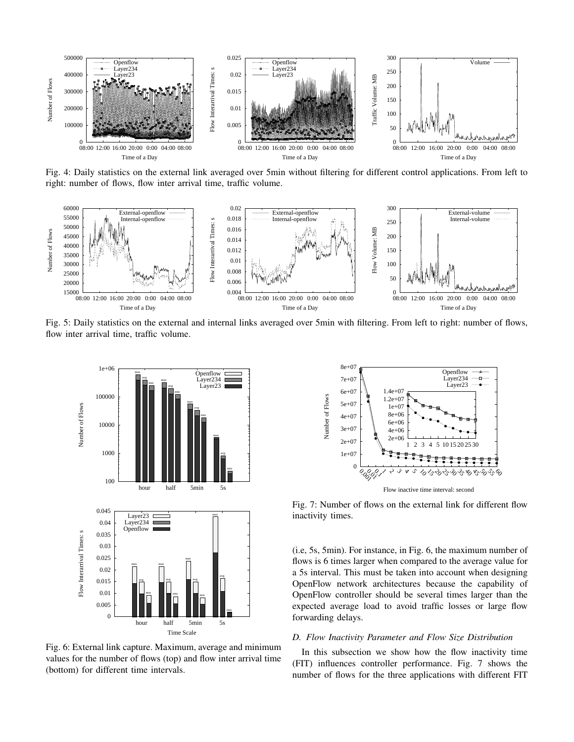Fig. 4: Daily statistics on the external link averaged over 5min without filtering for different control applications. From left to right: number of flows, flow inter arrival time, traffic volume.

Fig. 5: Daily statistics on the external and internal links averaged over 5min with filtering. From left to right: number of flows, flow inter arrival time, traffic volume.

Fig. 6: External link capture. Maximum, average and minimum values for the number of flows (top) and flow inter arrival time (bottom) for different time intervals.

Fig. 7: Number of flows on the external link for different flow inactivity times.

(i.e, 5s, 5min). For instance, in Fig. 6, the maximum number of flows is 6 times larger when compared to the average value for a 5s interval. This must be taken into account when designing OpenFlow network architectures because the capability of OpenFlow controller should be several times larger than the expected average load to avoid traffic losses or large flow forwarding delays.

### D. Flow Inactivity Parameter and Flow Size Distribution

In this subsection we show how the flow inactivity time (FIT) influences controller performance. Fig. 7 shows the number of flows for the three applications with different FIT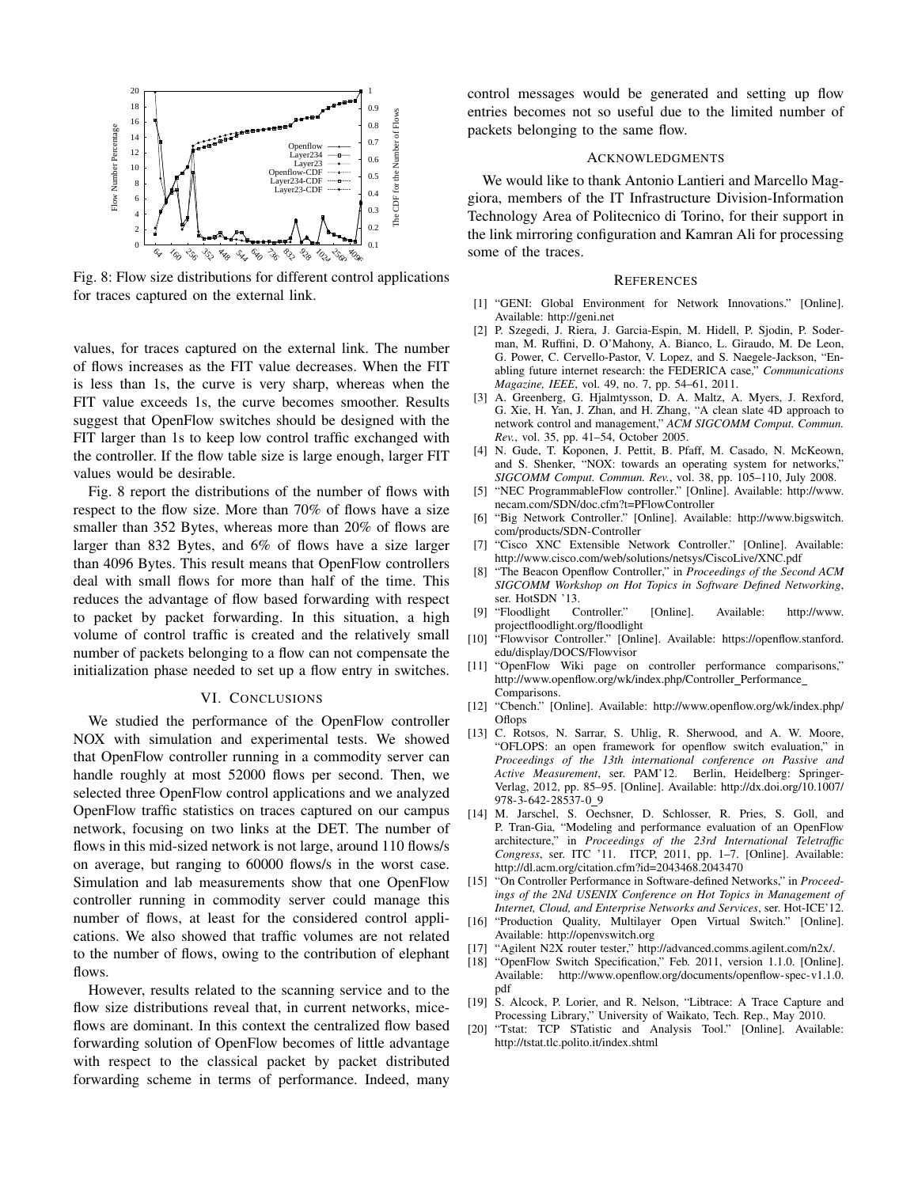20
18
16
14
12
10
8
6
4
2
0

Flow Number Percentage

1
0.9
0.8
0.7
0.6
0.5
0.4
0.3
0.2
0.1

The CDF for the Number of Flows

64 160 256 352 448 544 640 736 832 928 1024 2560 4096

Openflow
Layer234
Layer23
Openflow-CDF
Layer234-CDF
Layer23-CDF

Fig. 8: Flow size distributions for different control applications for traces captured on the external link.

values, for traces captured on the external link. The number of flows increases as the FIT value decreases. When the FIT is less than 1s, the curve is very sharp, whereas when the FIT value exceeds 1s, the curve becomes smoother. Results suggest that OpenFlow switches should be designed with the FIT larger than 1s to keep low control traffic exchanged with the controller. If the flow table size is large enough, larger FIT values would be desirable.

Fig. 8 report the distributions of the number of flows with respect to the flow size. More than 70% of flows have a size smaller than 352 Bytes, whereas more than 20% of flows are larger than 832 Bytes, and 6% of flows have a size larger than 4096 Bytes. This result means that OpenFlow controllers deal with small flows for more than half of the time. This reduces the advantage of flow based forwarding with respect to packet by packet forwarding. In this situation, a high volume of control traffic is created and the relatively small number of packets belonging to a flow can not compensate the initialization phase needed to set up a flow entry in switches.

## VI. Conclusions

We studied the performance of the OpenFlow controller NOX with simulation and experimental tests. We showed that OpenFlow controller running in a commodity server can handle roughly at most 52000 flows per second. Then, we selected three OpenFlow control applications and we analyzed OpenFlow traffic statistics on traces captured on our campus network, focusing on two links at the DET. The number of flows in this mid-sized network is not large, around 110 flows/s on average, but ranging to 60000 flows/s in the worst case. Simulation and lab measurements show that one OpenFlow controller running in commodity server could manage this number of flows, at least for the considered control applications. We also showed that traffic volumes are not related to the number of flows, owing to the contribution of elephant flows.

However, results related to the scanning service and to the flow size distributions reveal that, in current networks, mice-flows are dominant. In this context the centralized flow based forwarding solution of OpenFlow becomes of little advantage with respect to the classical packet by packet distributed forwarding scheme in terms of performance. Indeed, many control messages would be generated and setting up flow entries becomes not so useful due to the limited number of packets belonging to the same flow.

## Acknowledgments

We would like to thank Antonio Lantieri and Marcello Maggiora, members of the IT Infrastructure Division-Information Technology Area of Politecnico di Torino, for their support in the link mirroring configuration and Kamran Ali for processing some of the traces.

## References

[1] "GENI: Global Environment for Network Innovations." [Online]. Available: http://geni.net

[2] P. Szegedi, J. Riera, J. Garcia-Espin, M. Hidell, P. Sjodin, P. Soderman, M. Ruffini, D. O'Mahony, A. Bianco, L. Giraudo, M. De Leon, G. Power, C. Cervello-Pastor, V. Lopez, and S. Naegele-Jackson, "Enabling future internet research: the FEDERICA case," *Communications Magazine, IEEE*, vol. 49, no. 7, pp. 54–61, 2011.

[3] A. Greenberg, G. Hjalmtysson, D. A. Maltz, A. Myers, J. Rexford, G. Xie, H. Yan, J. Zhan, and H. Zhang, "A clean slate 4D approach to network control and management," *ACM SIGCOMM Comput. Commun. Rev.*, vol. 35, pp. 41–54, October 2005.

[4] N. Gude, T. Koponen, J. Pettit, B. Pfaff, M. Casado, N. McKeown, and S. Shenker, "NOX: towards an operating system for networks," *SIGCOMM Comput. Commun. Rev.*, vol. 38, pp. 105–110, July 2008.

[5] "NEC ProgrammableFlow controller." [Online]. Available: http://www.necam.com/SDN/doc.cfm?t=PFlowController

[6] "Big Network Controller." [Online]. Available: http://www.bigswitch.com/products/SDN-Controller

[7] "Cisco XNC Extensible Network Controller." [Online]. Available: http://www.cisco.com/web/solutions/netsys/CiscoLive/XNC.pdf

[8] "The Beacon Openflow Controller," in *Proceedings of the Second ACM SIGCOMM Workshop on Hot Topics in Software Defined Networking*, ser. HotSDN '13.

[9] "Floodlight Controller." [Online]. Available: http://www.projectfloodlight.org/floodlight

[10] "Flowvisor Controller." [Online]. Available: https://openflow.stanford.edu/display/DOCS/Flowvisor

[11] "OpenFlow Wiki page on controller performance comparisons," http://www.openflow.org/wk/index.php/Controller_Performance_Comparisons.

[12] "Cbench." [Online]. Available: http://www.openflow.org/wk/index.php/Oflops

[13] C. Rotsos, N. Sarrar, S. Uhlig, R. Sherwood, and A. W. Moore, "OFLOPS: an open framework for openflow switch evaluation," in *Proceedings of the 13th international conference on Passive and Active Measurement*, ser. PAM'12. Berlin, Heidelberg: Springer-Verlag, 2012, pp. 85–95. [Online]. Available: http://dx.doi.org/10.1007/978-3-642-28537-0_9

[14] M. Jarschel, S. Oechsner, D. Schlosser, R. Pries, S. Goll, and P. Tran-Gia, "Modeling and performance evaluation of an OpenFlow architecture," in *Proceedings of the 23rd International Teletraffic Congress*, ser. ITC '11. ITCP, 2011, pp. 1–7. [Online]. Available: http://dl.acm.org/citation.cfm?id=2043468.2043470

[15] "On Controller Performance in Software-defined Networks," in *Proceedings of the 2Nd USENIX Conference on Hot Topics in Management of Internet, Cloud, and Enterprise Networks and Services*, ser. Hot-ICE'12.

[16] "Production Quality, Multilayer Open Virtual Switch." [Online]. Available: http://openvswitch.org

[17] "Agilent N2X router tester," http://advanced.comms.agilent.com/n2x/.

[18] "OpenFlow Switch Specification," Feb. 2011, version 1.1.0. [Online]. Available: http://www.openflow.org/documents/openflow-spec-v1.1.0.pdf

[19] S. Alcock, P. Lorier, and R. Nelson, "Libtrace: A Trace Capture and Processing Library," University of Waikato, Tech. Rep., May 2010.

[20] "Tstat: TCP STatistic and Analysis Tool." [Online]. Available: http://tstat.tlc.polito.it/index.shtml